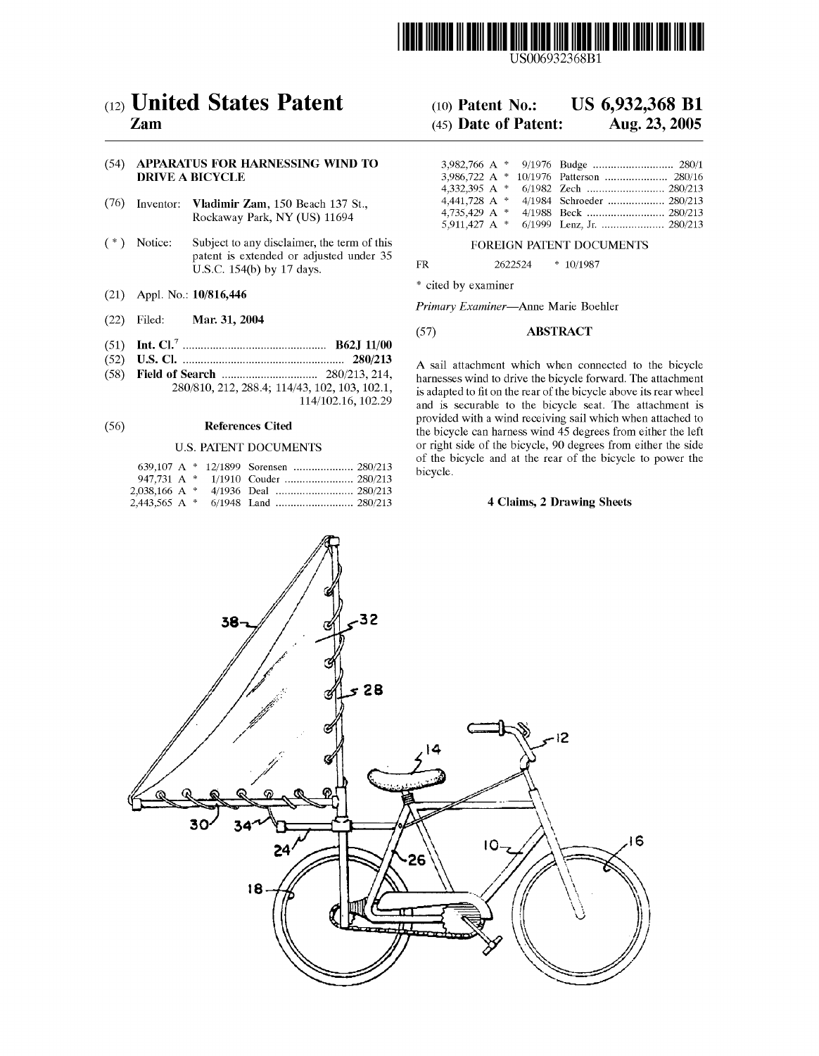US006932368B1

(12) **United States Patent**
**Zam**

(10) **Patent No.: US 6,932,368 B1**
(45) **Date of Patent: Aug. 23, 2005**

(54) **APPARATUS FOR HARNESSING WIND TO DRIVE A BICYCLE**

(76) Inventor: **Vladimir Zam**, 150 Beach 137 St., Rockaway Park, NY (US) 11694

( * ) Notice: Subject to any disclaimer, the term of this patent is extended or adjusted under 35 U.S.C. 154(b) by 17 days.

(21) Appl. No.: **10/816,446**

(22) Filed: **Mar. 31, 2004**

(51) **Int. Cl.**[7] ................................................ **B62J 11/00**

(52) **U.S. Cl.** ...................................................... **280/213**

(58) **Field of Search** ................................ 280/213, 214, 280/810, 212, 288.4; 114/43, 102, 103, 102.1, 114/102.16, 102.29

(56) **References Cited**

U.S. PATENT DOCUMENTS

639,107 A * 12/1899 Sorensen .................... 280/213
947,731 A * 1/1910 Couder ....................... 280/213
2,038,166 A * 4/1936 Deal .......................... 280/213
2,443,565 A * 6/1948 Land .......................... 280/213
3,982,766 A * 9/1976 Budge ........................... 280/1
3,986,722 A * 10/1976 Patterson ..................... 280/16
4,332,395 A * 6/1982 Zech .......................... 280/213
4,441,728 A * 4/1984 Schroeder ................... 280/213
4,735,429 A * 4/1988 Beck .......................... 280/213
5,911,427 A * 6/1999 Lenz, Jr. ..................... 280/213

FOREIGN PATENT DOCUMENTS

FR 2622524 * 10/1987

\* cited by examiner

*Primary Examiner*—Anne Marie Boehler

(57) **ABSTRACT**

A sail attachment which when connected to the bicycle harnesses wind to drive the bicycle forward. The attachment is adapted to fit on the rear of the bicycle above its rear wheel and is securable to the bicycle seat. The attachment is provided with a wind receiving sail which when attached to the bicycle can harness wind 45 degrees from either the left or right side of the bicycle, 90 degrees from either the side of the bicycle and at the rear of the bicycle to power the bicycle.

**4 Claims, 2 Drawing Sheets**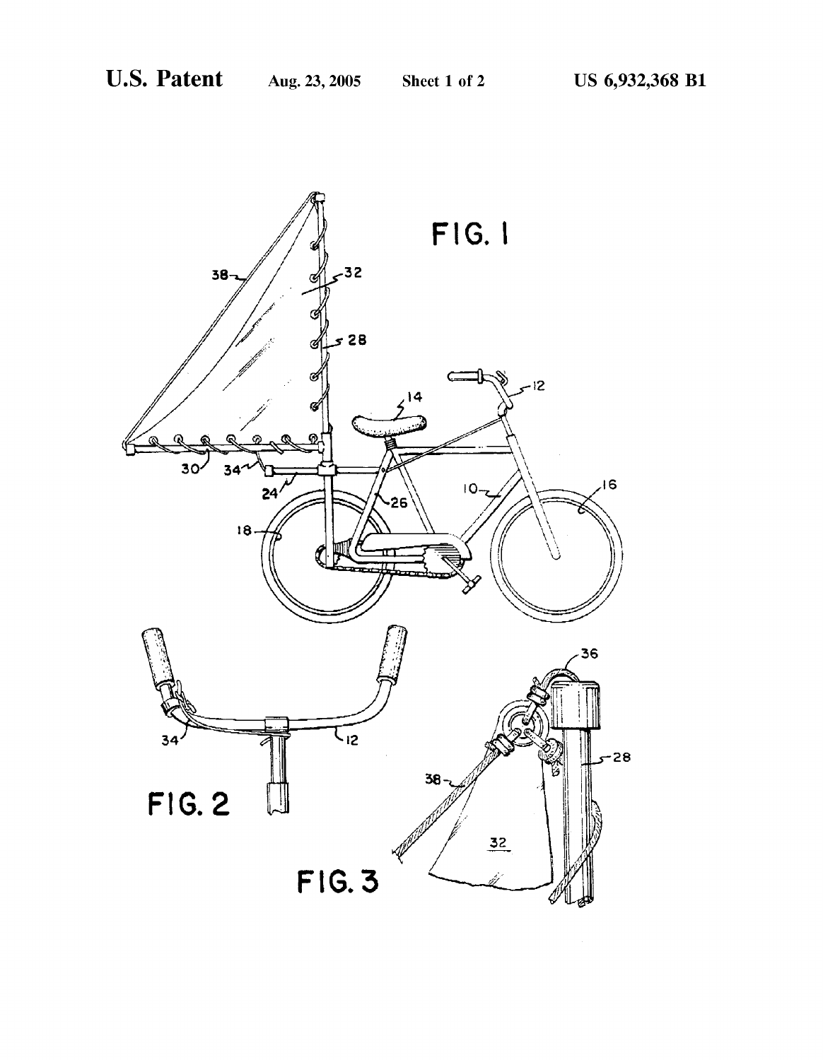FIG. 1

FIG. 2

FIG. 3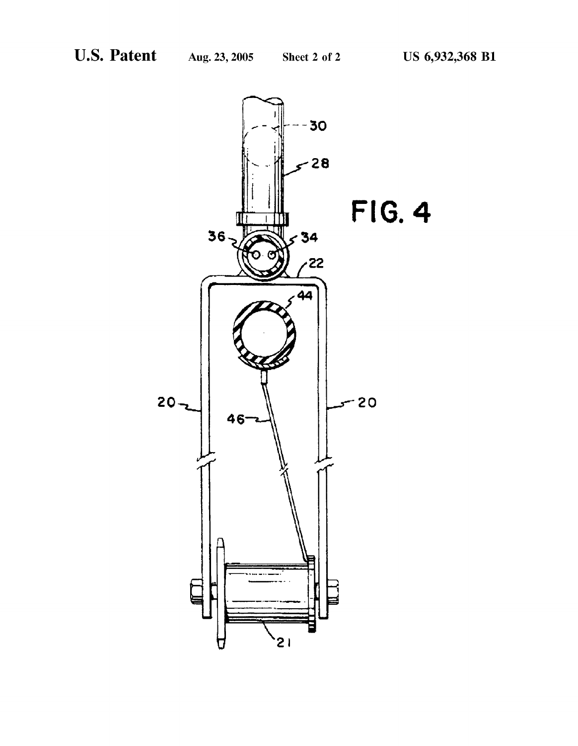FIG. 4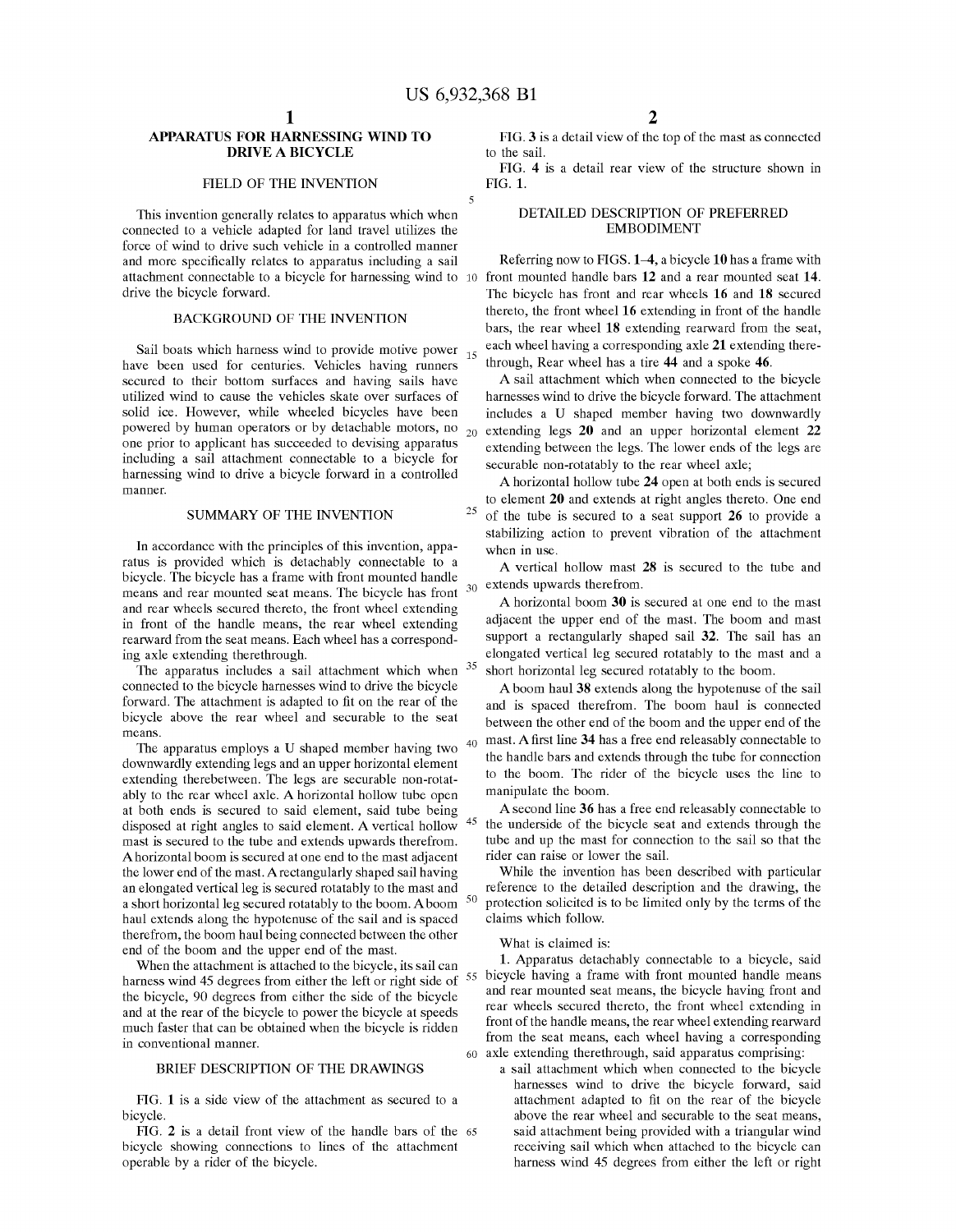# APPARATUS FOR HARNESSING WIND TO DRIVE A BICYCLE

## FIELD OF THE INVENTION

This invention generally relates to apparatus which when connected to a vehicle adapted for land travel utilizes the force of wind to drive such vehicle in a controlled manner and more specifically relates to apparatus including a sail attachment connectable to a bicycle for harnessing wind to drive the bicycle forward.

## BACKGROUND OF THE INVENTION

Sail boats which harness wind to provide motive power have been used for centuries. Vehicles having runners secured to their bottom surfaces and having sails have utilized wind to cause the vehicles skate over surfaces of solid ice. However, while wheeled bicycles have been powered by human operators or by detachable motors, no one prior to applicant has succeeded to devising apparatus including a sail attachment connectable to a bicycle for harnessing wind to drive a bicycle forward in a controlled manner.

## SUMMARY OF THE INVENTION

In accordance with the principles of this invention, apparatus is provided which is detachably connectable to a bicycle. The bicycle has a frame with front mounted handle means and rear mounted seat means. The bicycle has front and rear wheels secured thereto, the front wheel extending in front of the handle means, the rear wheel extending rearward from the seat means. Each wheel has a corresponding axle extending therethrough.

The apparatus includes a sail attachment which when connected to the bicycle harnesses wind to drive the bicycle forward. The attachment is adapted to fit on the rear of the bicycle above the rear wheel and securable to the seat means.

The apparatus employs a U shaped member having two downwardly extending legs and an upper horizontal element extending therebetween. The legs are securable non-rotatably to the rear wheel axle. A horizontal hollow tube open at both ends is secured to said element, said tube being disposed at right angles to said element. A vertical hollow mast is secured to the tube and extends upwards therefrom. A horizontal boom is secured at one end to the mast adjacent the lower end of the mast. A rectangularly shaped sail having an elongated vertical leg is secured rotatably to the mast and a short horizontal leg secured rotatably to the boom. A boom haul extends along the hypotenuse of the sail and is spaced therefrom, the boom haul being connected between the other end of the boom and the upper end of the mast.

When the attachment is attached to the bicycle, its sail can harness wind 45 degrees from either the left or right side of the bicycle, 90 degrees from either the side of the bicycle and at the rear of the bicycle to power the bicycle at speeds much faster that can be obtained when the bicycle is ridden in conventional manner.

## BRIEF DESCRIPTION OF THE DRAWINGS

FIG. 1 is a side view of the attachment as secured to a bicycle.

FIG. 2 is a detail front view of the handle bars of the bicycle showing connections to lines of the attachment operable by a rider of the bicycle.

FIG. 3 is a detail view of the top of the mast as connected to the sail.

FIG. 4 is a detail rear view of the structure shown in FIG. 1.

## DETAILED DESCRIPTION OF PREFERRED EMBODIMENT

Referring now to FIGS. 1–4, a bicycle **10** has a frame with front mounted handle bars **12** and a rear mounted seat **14**. The bicycle has front and rear wheels **16** and **18** secured thereto, the front wheel **16** extending in front of the handle bars, the rear wheel **18** extending rearward from the seat, each wheel having a corresponding axle **21** extending therethrough, Rear wheel has a tire **44** and a spoke **46**.

A sail attachment which when connected to the bicycle harnesses wind to drive the bicycle forward. The attachment includes a U shaped member having two downwardly extending legs **20** and an upper horizontal element **22** extending between the legs. The lower ends of the legs are securable non-rotatably to the rear wheel axle;

A horizontal hollow tube **24** open at both ends is secured to element **20** and extends at right angles thereto. One end of the tube is secured to a seat support **26** to provide a stabilizing action to prevent vibration of the attachment when in use.

A vertical hollow mast **28** is secured to the tube and extends upwards therefrom.

A horizontal boom **30** is secured at one end to the mast adjacent the upper end of the mast. The boom and mast support a rectangularly shaped sail **32**. The sail has an elongated vertical leg secured rotatably to the mast and a short horizontal leg secured rotatably to the boom.

A boom haul **38** extends along the hypotenuse of the sail and is spaced therefrom. The boom haul is connected between the other end of the boom and the upper end of the mast. A first line **34** has a free end releasably connectable to the handle bars and extends through the tube for connection to the boom. The rider of the bicycle uses the line to manipulate the boom.

A second line **36** has a free end releasably connectable to the underside of the bicycle seat and extends through the tube and up the mast for connection to the sail so that the rider can raise or lower the sail.

While the invention has been described with particular reference to the detailed description and the drawing, the protection solicited is to be limited only by the terms of the claims which follow.

What is claimed is:

1. Apparatus detachably connectable to a bicycle, said bicycle having a frame with front mounted handle means and rear mounted seat means, the bicycle having front and rear wheels secured thereto, the front wheel extending in front of the handle means, the rear wheel extending rearward from the seat means, each wheel having a corresponding axle extending therethrough, said apparatus comprising:
   - a sail attachment which when connected to the bicycle harnesses wind to drive the bicycle forward, said attachment adapted to fit on the rear of the bicycle above the rear wheel and securable to the seat means, said attachment being provided with a triangular wind receiving sail which when attached to the bicycle can harness wind 45 degrees from either the left or right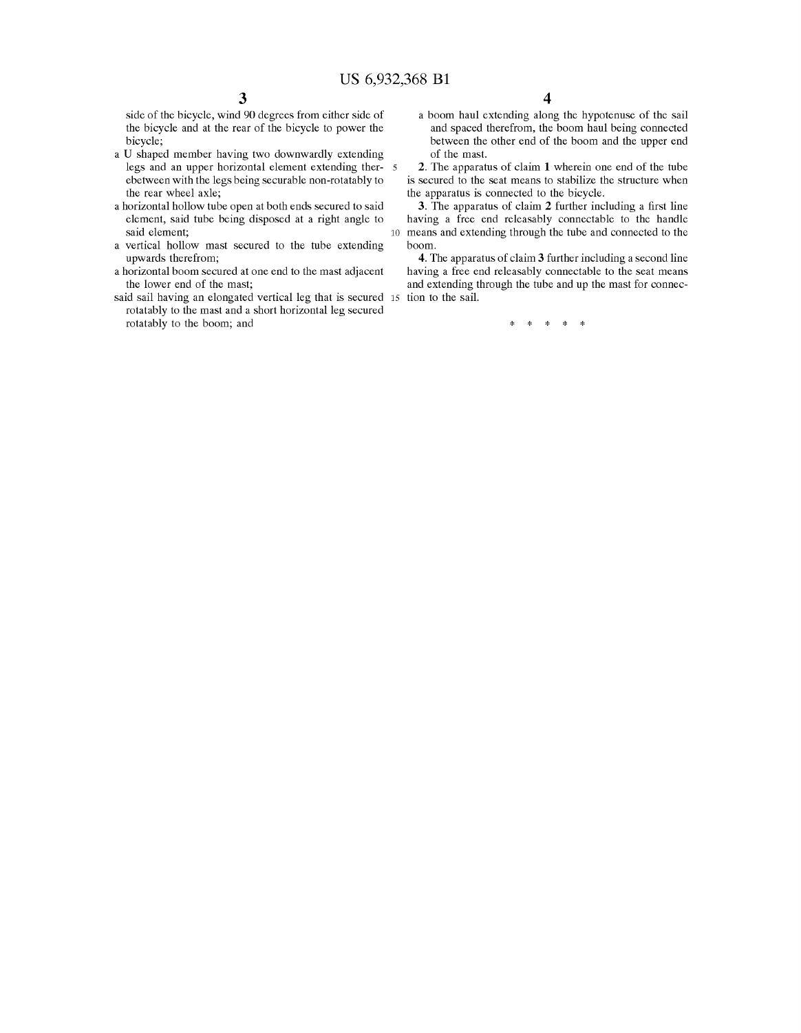side of the bicycle, wind 90 degrees from either side of the bicycle and at the rear of the bicycle to power the bicycle;

a U shaped member having two downwardly extending legs and an upper horizontal element extending therebetween with the legs being securable non-rotatably to the rear wheel axle;

a horizontal hollow tube open at both ends secured to said element, said tube being disposed at a right angle to said element;

a vertical hollow mast secured to the tube extending upwards therefrom;

a horizontal boom secured at one end to the mast adjacent the lower end of the mast;

said sail having an elongated vertical leg that is secured rotatably to the mast and a short horizontal leg secured rotatably to the boom; and

a boom haul extending along the hypotenuse of the sail and spaced therefrom, the boom haul being connected between the other end of the boom and the upper end of the mast.

2. The apparatus of claim 1 wherein one end of the tube is secured to the seat means to stabilize the structure when the apparatus is connected to the bicycle.

3. The apparatus of claim 2 further including a first line having a free end releasably connectable to the handle means and extending through the tube and connected to the boom.

4. The apparatus of claim 3 further including a second line having a free end releasably connectable to the seat means and extending through the tube and up the mast for connection to the sail.

* * * * *